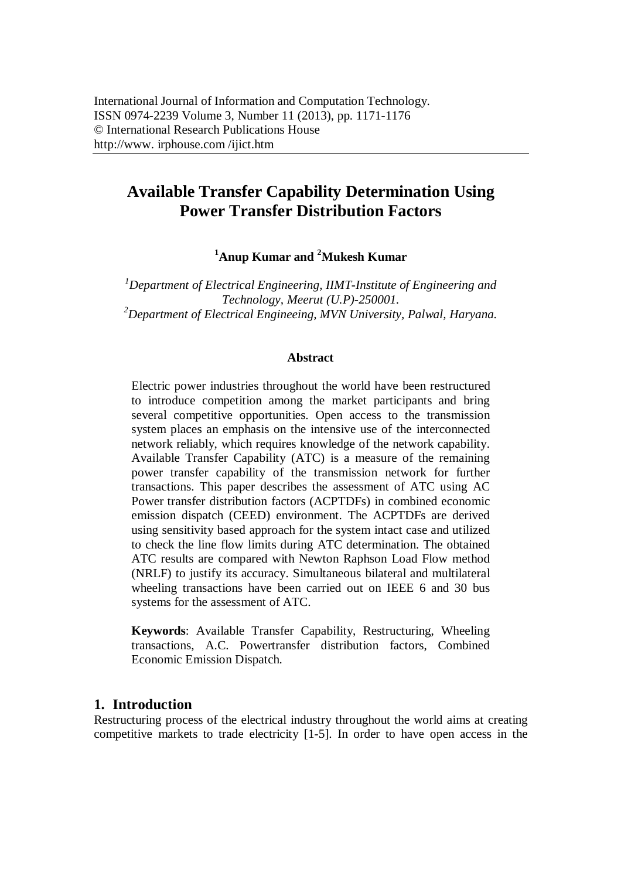International Journal of Information and Computation Technology.
ISSN 0974-2239 Volume 3, Number 11 (2013), pp. 1171-1176
© International Research Publications House
http://www. irphouse.com /ijict.htm

# Available Transfer Capability Determination Using Power Transfer Distribution Factors

**[1]Anup Kumar and [2]Mukesh Kumar**

*[1]Department of Electrical Engineering, IIMT-Institute of Engineering and Technology, Meerut (U.P)-250001.*
*[2]Department of Electrical Engineeing, MVN University, Palwal, Haryana.*

### Abstract

Electric power industries throughout the world have been restructured to introduce competition among the market participants and bring several competitive opportunities. Open access to the transmission system places an emphasis on the intensive use of the interconnected network reliably, which requires knowledge of the network capability. Available Transfer Capability (ATC) is a measure of the remaining power transfer capability of the transmission network for further transactions. This paper describes the assessment of ATC using AC Power transfer distribution factors (ACPTDFs) in combined economic emission dispatch (CEED) environment. The ACPTDFs are derived using sensitivity based approach for the system intact case and utilized to check the line flow limits during ATC determination. The obtained ATC results are compared with Newton Raphson Load Flow method (NRLF) to justify its accuracy. Simultaneous bilateral and multilateral wheeling transactions have been carried out on IEEE 6 and 30 bus systems for the assessment of ATC.

**Keywords**: Available Transfer Capability, Restructuring, Wheeling transactions, A.C. Powertransfer distribution factors, Combined Economic Emission Dispatch.

## 1. Introduction

Restructuring process of the electrical industry throughout the world aims at creating competitive markets to trade electricity [1-5]. In order to have open access in the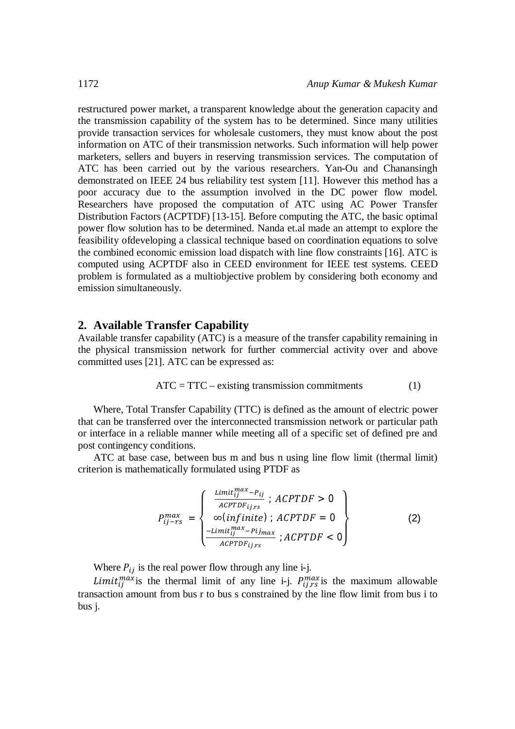restructured power market, a transparent knowledge about the generation capacity and the transmission capability of the system has to be determined. Since many utilities provide transaction services for wholesale customers, they must know about the post information on ATC of their transmission networks. Such information will help power marketers, sellers and buyers in reserving transmission services. The computation of ATC has been carried out by the various researchers. Yan-Ou and Chanansingh demonstrated on IEEE 24 bus reliability test system [11]. However this method has a poor accuracy due to the assumption involved in the DC power flow model. Researchers have proposed the computation of ATC using AC Power Transfer Distribution Factors (ACPTDF) [13-15]. Before computing the ATC, the basic optimal power flow solution has to be determined. Nanda et.al made an attempt to explore the feasibility ofdeveloping a classical technique based on coordination equations to solve the combined economic emission load dispatch with line flow constraints [16]. ATC is computed using ACPTDF also in CEED environment for IEEE test systems. CEED problem is formulated as a multiobjective problem by considering both economy and emission simultaneously.

## 2. Available Transfer Capability

Available transfer capability (ATC) is a measure of the transfer capability remaining in the physical transmission network for further commercial activity over and above committed uses [21]. ATC can be expressed as:

$$\text{ATC} = \text{TTC} - \text{existing transmission commitments} \tag{1}$$

Where, Total Transfer Capability (TTC) is defined as the amount of electric power that can be transferred over the interconnected transmission network or particular path or interface in a reliable manner while meeting all of a specific set of defined pre and post contingency conditions.

ATC at base case, between bus m and bus n using line flow limit (thermal limit) criterion is mathematically formulated using PTDF as

$$P_{ij-rs}^{max} = \begin{Bmatrix} \dfrac{Limit_{ij}^{max} - P_{ij}}{ACPTDF_{ij,rs}} \ ; \ ACPTDF > 0 \\ \infty(infinite) \ ; \ ACPTDF = 0 \\ \dfrac{-Limit_{ij}^{max} - Pij_{max}}{ACPTDF_{ij,rs}} \ ; ACPTDF < 0 \end{Bmatrix} \tag{2}$$

Where $P_{ij}$ is the real power flow through any line i-j.

$Limit_{ij}^{max}$is the thermal limit of any line i-j. $P_{ij,rs}^{max}$is the maximum allowable transaction amount from bus r to bus s constrained by the line flow limit from bus i to bus j.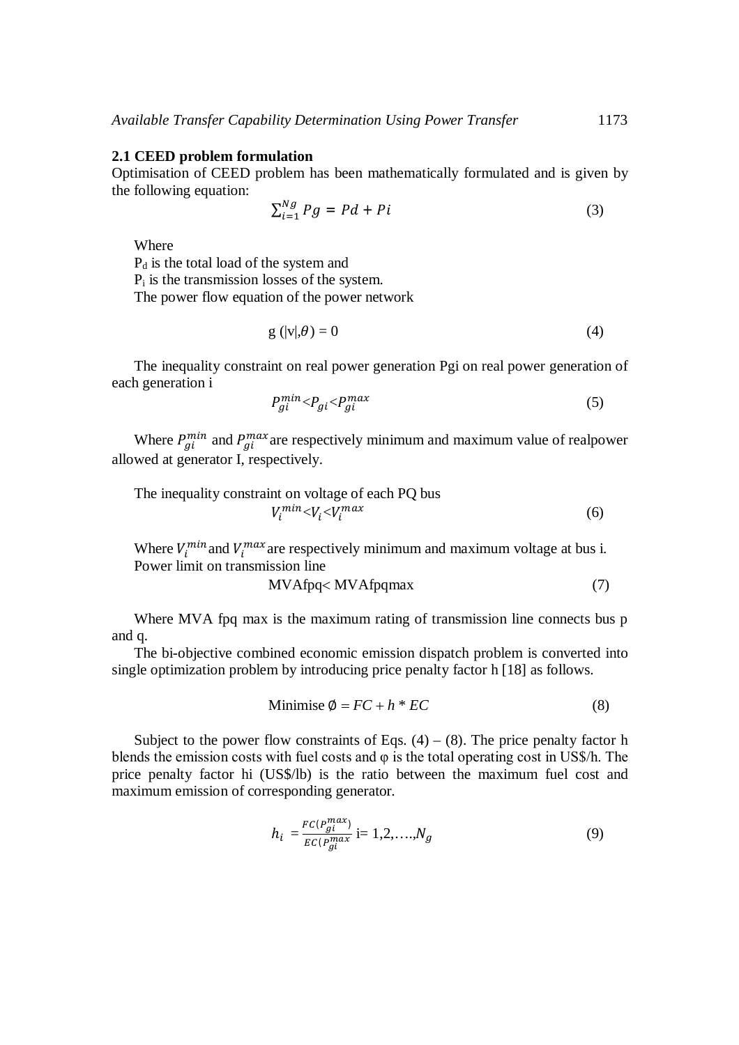### 2.1 CEED problem formulation

Optimisation of CEED problem has been mathematically formulated and is given by the following equation:

$$\sum_{i=1}^{Ng} Pg = Pd + Pi \tag{3}$$

Where

$P_d$ is the total load of the system and

$P_i$ is the transmission losses of the system.

The power flow equation of the power network

$$g\ (|v|,\theta) = 0 \tag{4}$$

The inequality constraint on real power generation Pgi on real power generation of each generation i

$$P_{gi}^{min} < P_{gi} < P_{gi}^{max} \tag{5}$$

Where $P_{gi}^{min}$ and $P_{gi}^{max}$ are respectively minimum and maximum value of realpower allowed at generator I, respectively.

The inequality constraint on voltage of each PQ bus

$$V_i^{min} < V_i < V_i^{max} \tag{6}$$

Where $V_i^{min}$ and $V_i^{max}$ are respectively minimum and maximum voltage at bus i.

Power limit on transmission line

$$\text{MVAfpq} < \text{MVAfpqmax} \tag{7}$$

Where MVA fpq max is the maximum rating of transmission line connects bus p and q.

The bi-objective combined economic emission dispatch problem is converted into single optimization problem by introducing price penalty factor h [18] as follows.

$$\text{Minimise } \emptyset = FC + h * EC \tag{8}$$

Subject to the power flow constraints of Eqs. (4) – (8). The price penalty factor h blends the emission costs with fuel costs and φ is the total operating cost in US$/h. The price penalty factor hi (US$/lb) is the ratio between the maximum fuel cost and maximum emission of corresponding generator.

$$h_i = \frac{FC(P_{gi}^{max})}{EC(P_{gi}^{max}} \ \text{i}= 1,2,\ldots,N_g \tag{9}$$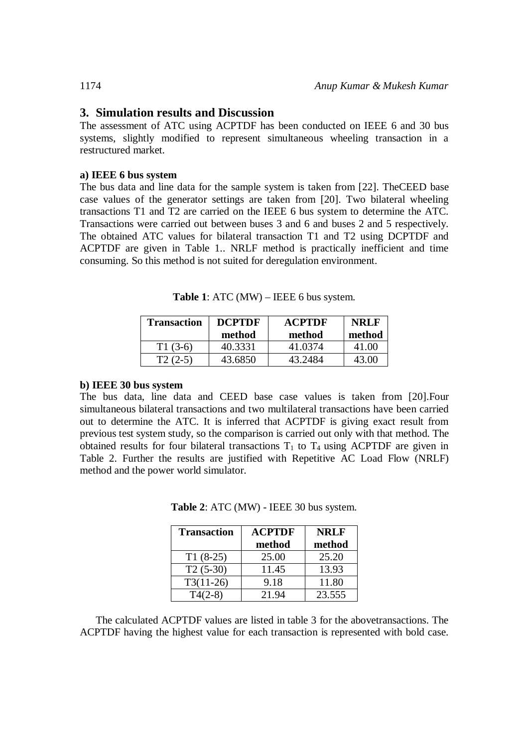## 3. Simulation results and Discussion

The assessment of ATC using ACPTDF has been conducted on IEEE 6 and 30 bus systems, slightly modified to represent simultaneous wheeling transaction in a restructured market.

**a) IEEE 6 bus system**

The bus data and line data for the sample system is taken from [22]. TheCEED base case values of the generator settings are taken from [20]. Two bilateral wheeling transactions T1 and T2 are carried on the IEEE 6 bus system to determine the ATC. Transactions were carried out between buses 3 and 6 and buses 2 and 5 respectively. The obtained ATC values for bilateral transaction T1 and T2 using DCPTDF and ACPTDF are given in Table 1.. NRLF method is practically inefficient and time consuming. So this method is not suited for deregulation environment.

**Table 1**: ATC (MW) – IEEE 6 bus system.

| Transaction | DCPTDF method | ACPTDF method | NRLF method |
|---|---|---|---|
| T1 (3-6) | 40.3331 | 41.0374 | 41.00 |
| T2 (2-5) | 43.6850 | 43.2484 | 43.00 |

**b) IEEE 30 bus system**

The bus data, line data and CEED base case values is taken from [20].Four simultaneous bilateral transactions and two multilateral transactions have been carried out to determine the ATC. It is inferred that ACPTDF is giving exact result from previous test system study, so the comparison is carried out only with that method. The obtained results for four bilateral transactions $T_1$ to $T_4$ using ACPTDF are given in Table 2. Further the results are justified with Repetitive AC Load Flow (NRLF) method and the power world simulator.

**Table 2**: ATC (MW) - IEEE 30 bus system.

| Transaction | ACPTDF method | NRLF method |
|---|---|---|
| T1 (8-25) | 25.00 | 25.20 |
| T2 (5-30) | 11.45 | 13.93 |
| T3(11-26) | 9.18 | 11.80 |
| T4(2-8) | 21.94 | 23.555 |

The calculated ACPTDF values are listed in table 3 for the abovetransactions. The ACPTDF having the highest value for each transaction is represented with bold case.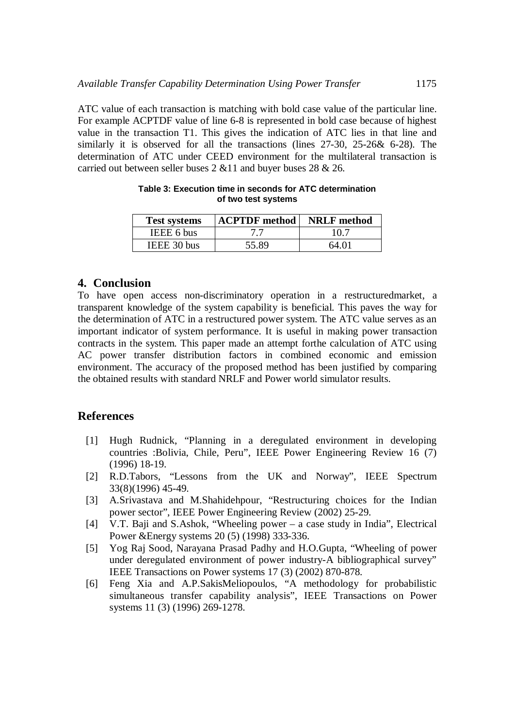ATC value of each transaction is matching with bold case value of the particular line. For example ACPTDF value of line 6-8 is represented in bold case because of highest value in the transaction T1. This gives the indication of ATC lies in that line and similarly it is observed for all the transactions (lines 27-30, 25-26& 6-28). The determination of ATC under CEED environment for the multilateral transaction is carried out between seller buses 2 &11 and buyer buses 28 & 26.

**Table 3: Execution time in seconds for ATC determination of two test systems**

| Test systems | ACPTDF method | NRLF method |
|---|---|---|
| IEEE 6 bus | 7.7 | 10.7 |
| IEEE 30 bus | 55.89 | 64.01 |

## 4. Conclusion

To have open access non-discriminatory operation in a restructuredmarket, a transparent knowledge of the system capability is beneficial. This paves the way for the determination of ATC in a restructured power system. The ATC value serves as an important indicator of system performance. It is useful in making power transaction contracts in the system. This paper made an attempt forthe calculation of ATC using AC power transfer distribution factors in combined economic and emission environment. The accuracy of the proposed method has been justified by comparing the obtained results with standard NRLF and Power world simulator results.

## References

[1] Hugh Rudnick, "Planning in a deregulated environment in developing countries :Bolivia, Chile, Peru", IEEE Power Engineering Review 16 (7) (1996) 18-19.

[2] R.D.Tabors, "Lessons from the UK and Norway", IEEE Spectrum 33(8)(1996) 45-49.

[3] A.Srivastava and M.Shahidehpour, "Restructuring choices for the Indian power sector", IEEE Power Engineering Review (2002) 25-29.

[4] V.T. Baji and S.Ashok, "Wheeling power – a case study in India", Electrical Power &Energy systems 20 (5) (1998) 333-336.

[5] Yog Raj Sood, Narayana Prasad Padhy and H.O.Gupta, "Wheeling of power under deregulated environment of power industry-A bibliographical survey" IEEE Transactions on Power systems 17 (3) (2002) 870-878.

[6] Feng Xia and A.P.SakisMeliopoulos, "A methodology for probabilistic simultaneous transfer capability analysis", IEEE Transactions on Power systems 11 (3) (1996) 269-1278.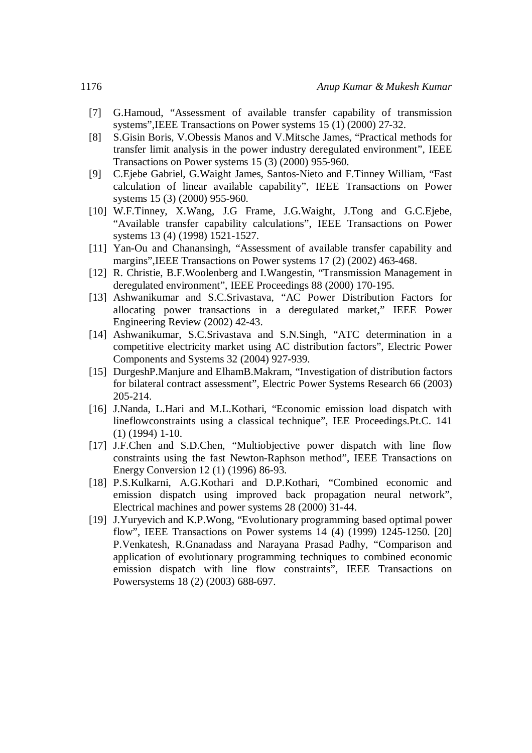[7] G.Hamoud, “Assessment of available transfer capability of transmission systems”,IEEE Transactions on Power systems 15 (1) (2000) 27-32.

[8] S.Gisin Boris, V.Obessis Manos and V.Mitsche James, “Practical methods for transfer limit analysis in the power industry deregulated environment”, IEEE Transactions on Power systems 15 (3) (2000) 955-960.

[9] C.Ejebe Gabriel, G.Waight James, Santos-Nieto and F.Tinney William, “Fast calculation of linear available capability”, IEEE Transactions on Power systems 15 (3) (2000) 955-960.

[10] W.F.Tinney, X.Wang, J.G Frame, J.G.Waight, J.Tong and G.C.Ejebe, “Available transfer capability calculations”, IEEE Transactions on Power systems 13 (4) (1998) 1521-1527.

[11] Yan-Ou and Chanansingh, “Assessment of available transfer capability and margins”,IEEE Transactions on Power systems 17 (2) (2002) 463-468.

[12] R. Christie, B.F.Woolenberg and I.Wangestin, “Transmission Management in deregulated environment”, IEEE Proceedings 88 (2000) 170-195.

[13] Ashwanikumar and S.C.Srivastava, “AC Power Distribution Factors for allocating power transactions in a deregulated market,” IEEE Power Engineering Review (2002) 42-43.

[14] Ashwanikumar, S.C.Srivastava and S.N.Singh, “ATC determination in a competitive electricity market using AC distribution factors”, Electric Power Components and Systems 32 (2004) 927-939.

[15] DurgeshP.Manjure and ElhamB.Makram, “Investigation of distribution factors for bilateral contract assessment”, Electric Power Systems Research 66 (2003) 205-214.

[16] J.Nanda, L.Hari and M.L.Kothari, “Economic emission load dispatch with lineflowconstraints using a classical technique”, IEE Proceedings.Pt.C. 141 (1) (1994) 1-10.

[17] J.F.Chen and S.D.Chen, “Multiobjective power dispatch with line flow constraints using the fast Newton-Raphson method”, IEEE Transactions on Energy Conversion 12 (1) (1996) 86-93.

[18] P.S.Kulkarni, A.G.Kothari and D.P.Kothari, “Combined economic and emission dispatch using improved back propagation neural network”, Electrical machines and power systems 28 (2000) 31-44.

[19] J.Yuryevich and K.P.Wong, “Evolutionary programming based optimal power flow”, IEEE Transactions on Power systems 14 (4) (1999) 1245-1250. [20] P.Venkatesh, R.Gnanadass and Narayana Prasad Padhy, “Comparison and application of evolutionary programming techniques to combined economic emission dispatch with line flow constraints”, IEEE Transactions on Powersystems 18 (2) (2003) 688-697.